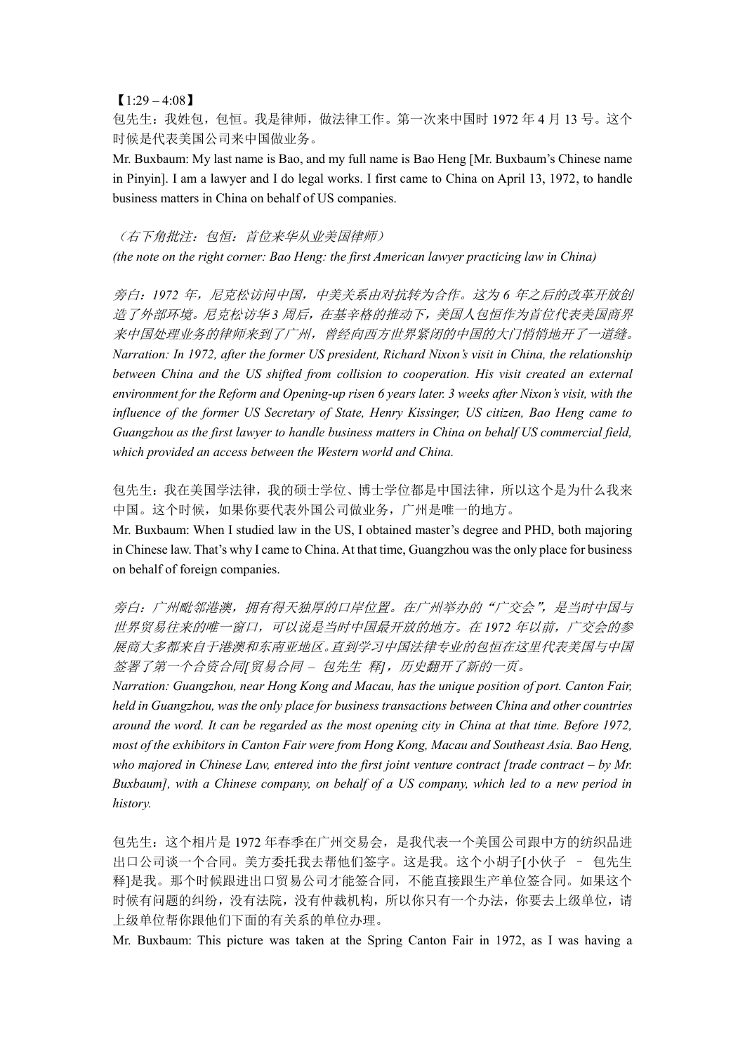【1:29 – 4:08】

包先生：我姓包，包恒。我是律师，做法律工作。第一次来中国时 1972 年 4 月 13 号。这个时候是代表美国公司来中国做业务。

Mr. Buxbaum: My last name is Bao, and my full name is Bao Heng [Mr. Buxbaum's Chinese name in Pinyin]. I am a lawyer and I do legal works. I first came to China on April 13, 1972, to handle business matters in China on behalf of US companies.

*（右下角批注：包恒：首位来华从业美国律师）*

*(the note on the right corner: Bao Heng: the first American lawyer practicing law in China)*

*旁白：1972 年，尼克松访问中国，中美关系由对抗转为合作。这为 6 年之后的改革开放创造了外部环境。尼克松访华 3 周后，在基辛格的推动下，美国人包恒作为首位代表美国商界来中国处理业务的律师来到了广州，曾经向西方世界紧闭的中国的大门悄悄地开了一道缝。*

*Narration: In 1972, after the former US president, Richard Nixon's visit in China, the relationship between China and the US shifted from collision to cooperation. His visit created an external environment for the Reform and Opening-up risen 6 years later. 3 weeks after Nixon's visit, with the influence of the former US Secretary of State, Henry Kissinger, US citizen, Bao Heng came to Guangzhou as the first lawyer to handle business matters in China on behalf US commercial field, which provided an access between the Western world and China.*

包先生：我在美国学法律，我的硕士学位、博士学位都是中国法律，所以这个是为什么我来中国。这个时候，如果你要代表外国公司做业务，广州是唯一的地方。

Mr. Buxbaum: When I studied law in the US, I obtained master's degree and PHD, both majoring in Chinese law. That's why I came to China. At that time, Guangzhou was the only place for business on behalf of foreign companies.

*旁白：广州毗邻港澳，拥有得天独厚的口岸位置。在广州举办的"广交会"，是当时中国与世界贸易往来的唯一窗口，可以说是当时中国最开放的地方。在 1972 年以前，广交会的参展商大多都来自于港澳和东南亚地区。直到学习中国法律专业的包恒在这里代表美国与中国签署了第一个合资合同[贸易合同 – 包先生 释]，历史翻开了新的一页。*

*Narration: Guangzhou, near Hong Kong and Macau, has the unique position of port. Canton Fair, held in Guangzhou, was the only place for business transactions between China and other countries around the word. It can be regarded as the most opening city in China at that time. Before 1972, most of the exhibitors in Canton Fair were from Hong Kong, Macau and Southeast Asia. Bao Heng, who majored in Chinese Law, entered into the first joint venture contract [trade contract – by Mr. Buxbaum], with a Chinese company, on behalf of a US company, which led to a new period in history.*

包先生：这个相片是 1972 年春季在广州交易会，是我代表一个美国公司跟中方的纺织品进出口公司谈一个合同。美方委托我去帮他们签字。这是我。这个小胡子[小伙子 – 包先生释]是我。那个时候跟进出口贸易公司才能签合同，不能直接跟生产单位签合同。如果这个时候有问题的纠纷，没有法院，没有仲裁机构，所以你只有一个办法，你要去上级单位，请上级单位帮你跟他们下面的有关系的单位办理。

Mr. Buxbaum: This picture was taken at the Spring Canton Fair in 1972, as I was having a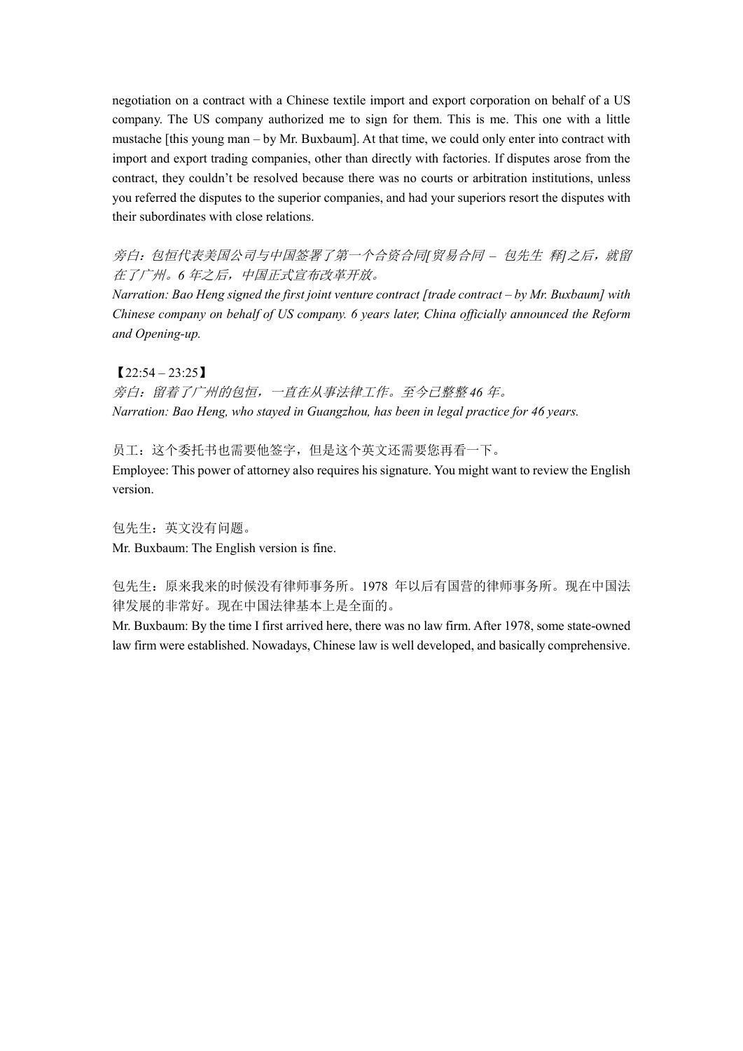negotiation on a contract with a Chinese textile import and export corporation on behalf of a US company. The US company authorized me to sign for them. This is me. This one with a little mustache [this young man – by Mr. Buxbaum]. At that time, we could only enter into contract with import and export trading companies, other than directly with factories. If disputes arose from the contract, they couldn't be resolved because there was no courts or arbitration institutions, unless you referred the disputes to the superior companies, and had your superiors resort the disputes with their subordinates with close relations.

*旁白：包恒代表美国公司与中国签署了第一个合资合同[贸易合同 – 包先生 释]之后，就留在了广州。6 年之后，中国正式宣布改革开放。*

*Narration: Bao Heng signed the first joint venture contract [trade contract – by Mr. Buxbaum] with Chinese company on behalf of US company. 6 years later, China officially announced the Reform and Opening-up.*

【22:54 – 23:25】

*旁白：留着了广州的包恒，一直在从事法律工作。至今已整整 46 年。*

*Narration: Bao Heng, who stayed in Guangzhou, has been in legal practice for 46 years.*

员工：这个委托书也需要他签字，但是这个英文还需要您再看一下。

Employee: This power of attorney also requires his signature. You might want to review the English version.

包先生：英文没有问题。

Mr. Buxbaum: The English version is fine.

包先生：原来我来的时候没有律师事务所。1978 年以后有国营的律师事务所。现在中国法律发展的非常好。现在中国法律基本上是全面的。

Mr. Buxbaum: By the time I first arrived here, there was no law firm. After 1978, some state-owned law firm were established. Nowadays, Chinese law is well developed, and basically comprehensive.